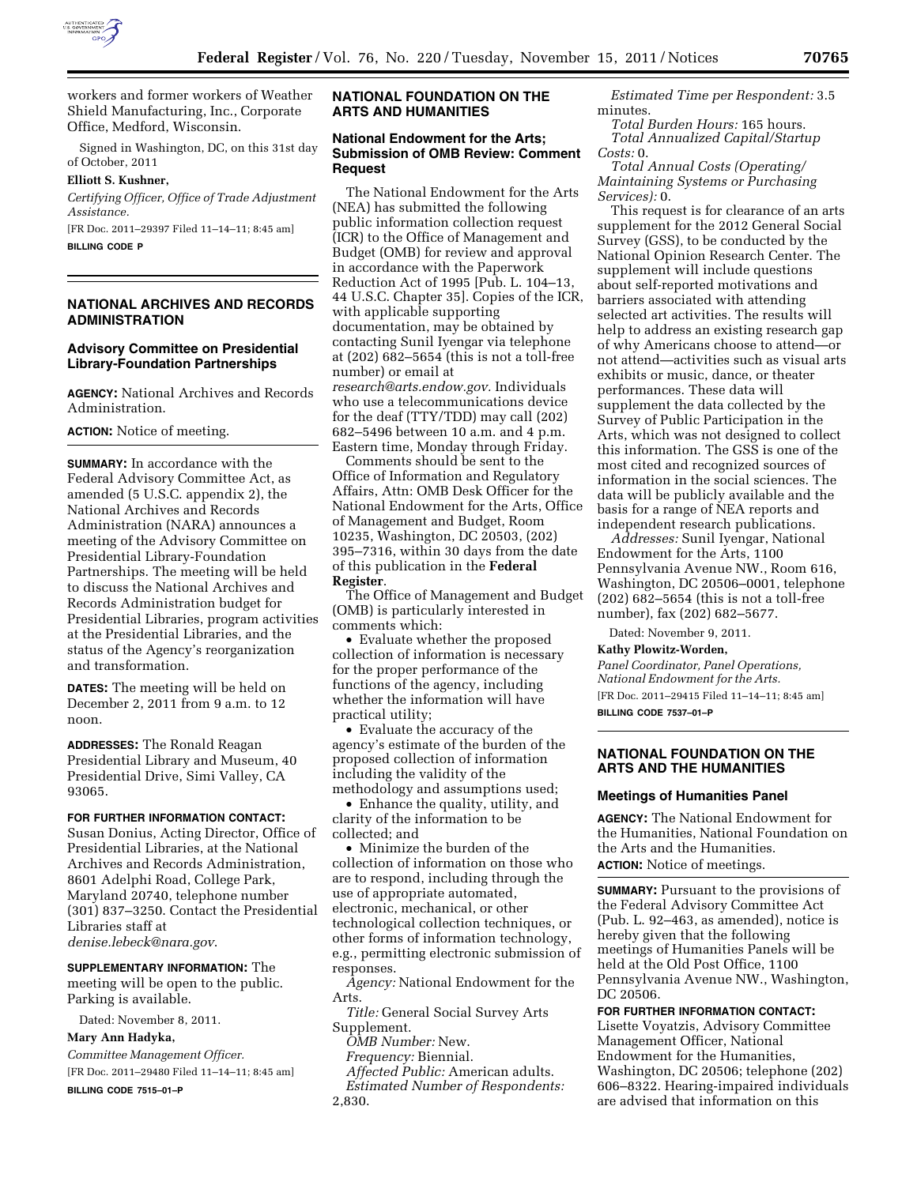workers and former workers of Weather Shield Manufacturing, Inc., Corporate Office, Medford, Wisconsin.

Signed in Washington, DC, on this 31st day of October, 2011

**Elliott S. Kushner,**

*Certifying Officer, Office of Trade Adjustment Assistance.*

[FR Doc. 2011–29397 Filed 11–14–11; 8:45 am]

**BILLING CODE P**

## NATIONAL ARCHIVES AND RECORDS ADMINISTRATION

### Advisory Committee on Presidential Library-Foundation Partnerships

**AGENCY:** National Archives and Records Administration.

**ACTION:** Notice of meeting.

**SUMMARY:** In accordance with the Federal Advisory Committee Act, as amended (5 U.S.C. appendix 2), the National Archives and Records Administration (NARA) announces a meeting of the Advisory Committee on Presidential Library-Foundation Partnerships. The meeting will be held to discuss the National Archives and Records Administration budget for Presidential Libraries, program activities at the Presidential Libraries, and the status of the Agency's reorganization and transformation.

**DATES:** The meeting will be held on December 2, 2011 from 9 a.m. to 12 noon.

**ADDRESSES:** The Ronald Reagan Presidential Library and Museum, 40 Presidential Drive, Simi Valley, CA 93065.

**FOR FURTHER INFORMATION CONTACT:** Susan Donius, Acting Director, Office of Presidential Libraries, at the National Archives and Records Administration, 8601 Adelphi Road, College Park, Maryland 20740, telephone number (301) 837–3250. Contact the Presidential Libraries staff at *denise.lebeck@nara.gov*.

**SUPPLEMENTARY INFORMATION:** The meeting will be open to the public. Parking is available.

Dated: November 8, 2011.

**Mary Ann Hadyka,**

*Committee Management Officer.*

[FR Doc. 2011–29480 Filed 11–14–11; 8:45 am]

**BILLING CODE 7515–01–P**

## NATIONAL FOUNDATION ON THE ARTS AND HUMANITIES

### National Endowment for the Arts; Submission of OMB Review: Comment Request

The National Endowment for the Arts (NEA) has submitted the following public information collection request (ICR) to the Office of Management and Budget (OMB) for review and approval in accordance with the Paperwork Reduction Act of 1995 [Pub. L. 104–13, 44 U.S.C. Chapter 35]. Copies of the ICR, with applicable supporting documentation, may be obtained by contacting Sunil Iyengar via telephone at (202) 682–5654 (this is not a toll-free number) or email at *research@arts.endow.gov.* Individuals who use a telecommunications device for the deaf (TTY/TDD) may call (202) 682–5496 between 10 a.m. and 4 p.m. Eastern time, Monday through Friday.

Comments should be sent to the Office of Information and Regulatory Affairs, Attn: OMB Desk Officer for the National Endowment for the Arts, Office of Management and Budget, Room 10235, Washington, DC 20503, (202) 395–7316, within 30 days from the date of this publication in the **Federal Register**.

The Office of Management and Budget (OMB) is particularly interested in comments which:

- Evaluate whether the proposed collection of information is necessary for the proper performance of the functions of the agency, including whether the information will have practical utility;
- Evaluate the accuracy of the agency's estimate of the burden of the proposed collection of information including the validity of the methodology and assumptions used;
- Enhance the quality, utility, and clarity of the information to be collected; and
- Minimize the burden of the collection of information on those who are to respond, including through the use of appropriate automated, electronic, mechanical, or other technological collection techniques, or other forms of information technology, e.g., permitting electronic submission of responses.

*Agency:* National Endowment for the Arts.

*Title:* General Social Survey Arts Supplement.

*OMB Number:* New.

*Frequency:* Biennial.

*Affected Public:* American adults.

*Estimated Number of Respondents:* 2,830.

*Estimated Time per Respondent:* 3.5 minutes.

*Total Burden Hours:* 165 hours.

*Total Annualized Capital/Startup Costs:* 0.

*Total Annual Costs (Operating/Maintaining Systems or Purchasing Services):* 0.

This request is for clearance of an arts supplement for the 2012 General Social Survey (GSS), to be conducted by the National Opinion Research Center. The supplement will include questions about self-reported motivations and barriers associated with attending selected art activities. The results will help to address an existing research gap of why Americans choose to attend—or not attend—activities such as visual arts exhibits or music, dance, or theater performances. These data will supplement the data collected by the Survey of Public Participation in the Arts, which was not designed to collect this information. The GSS is one of the most cited and recognized sources of information in the social sciences. The data will be publicly available and the basis for a range of NEA reports and independent research publications.

*Addresses:* Sunil Iyengar, National Endowment for the Arts, 1100 Pennsylvania Avenue NW., Room 616, Washington, DC 20506–0001, telephone (202) 682–5654 (this is not a toll-free number), fax (202) 682–5677.

Dated: November 9, 2011.

**Kathy Plowitz-Worden,**

*Panel Coordinator, Panel Operations, National Endowment for the Arts.*

[FR Doc. 2011–29415 Filed 11–14–11; 8:45 am]

**BILLING CODE 7537–01–P**

## NATIONAL FOUNDATION ON THE ARTS AND THE HUMANITIES

### Meetings of Humanities Panel

**AGENCY:** The National Endowment for the Humanities, National Foundation on the Arts and the Humanities.

**ACTION:** Notice of meetings.

**SUMMARY:** Pursuant to the provisions of the Federal Advisory Committee Act (Pub. L. 92–463, as amended), notice is hereby given that the following meetings of Humanities Panels will be held at the Old Post Office, 1100 Pennsylvania Avenue NW., Washington, DC 20506.

**FOR FURTHER INFORMATION CONTACT:** Lisette Voyatzis, Advisory Committee Management Officer, National Endowment for the Humanities, Washington, DC 20506; telephone (202) 606–8322. Hearing-impaired individuals are advised that information on this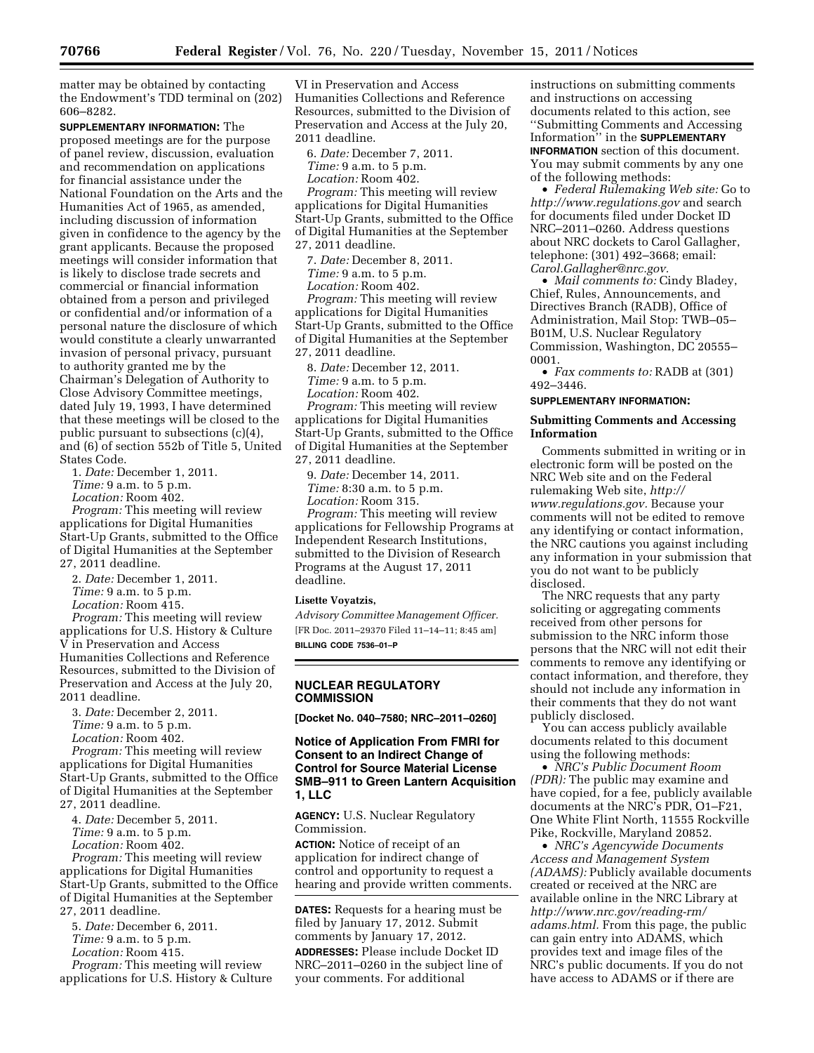matter may be obtained by contacting the Endowment's TDD terminal on (202) 606–8282.

**SUPPLEMENTARY INFORMATION:** The proposed meetings are for the purpose of panel review, discussion, evaluation and recommendation on applications for financial assistance under the National Foundation on the Arts and the Humanities Act of 1965, as amended, including discussion of information given in confidence to the agency by the grant applicants. Because the proposed meetings will consider information that is likely to disclose trade secrets and commercial or financial information obtained from a person and privileged or confidential and/or information of a personal nature the disclosure of which would constitute a clearly unwarranted invasion of personal privacy, pursuant to authority granted me by the Chairman's Delegation of Authority to Close Advisory Committee meetings, dated July 19, 1993, I have determined that these meetings will be closed to the public pursuant to subsections (c)(4), and (6) of section 552b of Title 5, United States Code.

1. *Date:* December 1, 2011.
*Time:* 9 a.m. to 5 p.m.
*Location:* Room 402.
*Program:* This meeting will review applications for Digital Humanities Start-Up Grants, submitted to the Office of Digital Humanities at the September 27, 2011 deadline.

2. *Date:* December 1, 2011.
*Time:* 9 a.m. to 5 p.m.
*Location:* Room 415.
*Program:* This meeting will review applications for U.S. History & Culture V in Preservation and Access Humanities Collections and Reference Resources, submitted to the Division of Preservation and Access at the July 20, 2011 deadline.

3. *Date:* December 2, 2011.
*Time:* 9 a.m. to 5 p.m.
*Location:* Room 402.
*Program:* This meeting will review applications for Digital Humanities Start-Up Grants, submitted to the Office of Digital Humanities at the September 27, 2011 deadline.

4. *Date:* December 5, 2011.
*Time:* 9 a.m. to 5 p.m.
*Location:* Room 402.
*Program:* This meeting will review applications for Digital Humanities Start-Up Grants, submitted to the Office of Digital Humanities at the September 27, 2011 deadline.

5. *Date:* December 6, 2011.
*Time:* 9 a.m. to 5 p.m.
*Location:* Room 415.
*Program:* This meeting will review applications for U.S. History & Culture VI in Preservation and Access Humanities Collections and Reference Resources, submitted to the Division of Preservation and Access at the July 20, 2011 deadline.

6. *Date:* December 7, 2011.
*Time:* 9 a.m. to 5 p.m.
*Location:* Room 402.
*Program:* This meeting will review applications for Digital Humanities Start-Up Grants, submitted to the Office of Digital Humanities at the September 27, 2011 deadline.

7. *Date:* December 8, 2011.
*Time:* 9 a.m. to 5 p.m.
*Location:* Room 402.
*Program:* This meeting will review applications for Digital Humanities Start-Up Grants, submitted to the Office of Digital Humanities at the September 27, 2011 deadline.

8. *Date:* December 12, 2011.
*Time:* 9 a.m. to 5 p.m.
*Location:* Room 402.
*Program:* This meeting will review applications for Digital Humanities Start-Up Grants, submitted to the Office of Digital Humanities at the September 27, 2011 deadline.

9. *Date:* December 14, 2011.
*Time:* 8:30 a.m. to 5 p.m.
*Location:* Room 315.
*Program:* This meeting will review applications for Fellowship Programs at Independent Research Institutions, submitted to the Division of Research Programs at the August 17, 2011 deadline.

**Lisette Voyatzis,**
*Advisory Committee Management Officer.*
[FR Doc. 2011–29370 Filed 11–14–11; 8:45 am]
**BILLING CODE 7536–01–P**

## NUCLEAR REGULATORY COMMISSION

**[Docket No. 040–7580; NRC–2011–0260]**

### Notice of Application From FMRI for Consent to an Indirect Change of Control for Source Material License SMB–911 to Green Lantern Acquisition 1, LLC

**AGENCY:** U.S. Nuclear Regulatory Commission.

**ACTION:** Notice of receipt of an application for indirect change of control and opportunity to request a hearing and provide written comments.

**DATES:** Requests for a hearing must be filed by January 17, 2012. Submit comments by January 17, 2012.

**ADDRESSES:** Please include Docket ID NRC–2011–0260 in the subject line of your comments. For additional instructions on submitting comments and instructions on accessing documents related to this action, see ''Submitting Comments and Accessing Information'' in the **SUPPLEMENTARY INFORMATION** section of this document. You may submit comments by any one of the following methods:

- *Federal Rulemaking Web site:* Go to *http://www.regulations.gov* and search for documents filed under Docket ID NRC–2011–0260. Address questions about NRC dockets to Carol Gallagher, telephone: (301) 492–3668; email: *Carol.Gallagher@nrc.gov.*
- *Mail comments to:* Cindy Bladey, Chief, Rules, Announcements, and Directives Branch (RADB), Office of Administration, Mail Stop: TWB–05–B01M, U.S. Nuclear Regulatory Commission, Washington, DC 20555–0001.
- *Fax comments to:* RADB at (301) 492–3446.

**SUPPLEMENTARY INFORMATION:**

#### Submitting Comments and Accessing Information

Comments submitted in writing or in electronic form will be posted on the NRC Web site and on the Federal rulemaking Web site, *http://www.regulations.gov.* Because your comments will not be edited to remove any identifying or contact information, the NRC cautions you against including any information in your submission that you do not want to be publicly disclosed.

The NRC requests that any party soliciting or aggregating comments received from other persons for submission to the NRC inform those persons that the NRC will not edit their comments to remove any identifying or contact information, and therefore, they should not include any information in their comments that they do not want publicly disclosed.

You can access publicly available documents related to this document using the following methods:

- *NRC's Public Document Room (PDR):* The public may examine and have copied, for a fee, publicly available documents at the NRC's PDR, O1–F21, One White Flint North, 11555 Rockville Pike, Rockville, Maryland 20852.
- *NRC's Agencywide Documents Access and Management System (ADAMS):* Publicly available documents created or received at the NRC are available online in the NRC Library at *http://www.nrc.gov/reading-rm/adams.html.* From this page, the public can gain entry into ADAMS, which provides text and image files of the NRC's public documents. If you do not have access to ADAMS or if there are